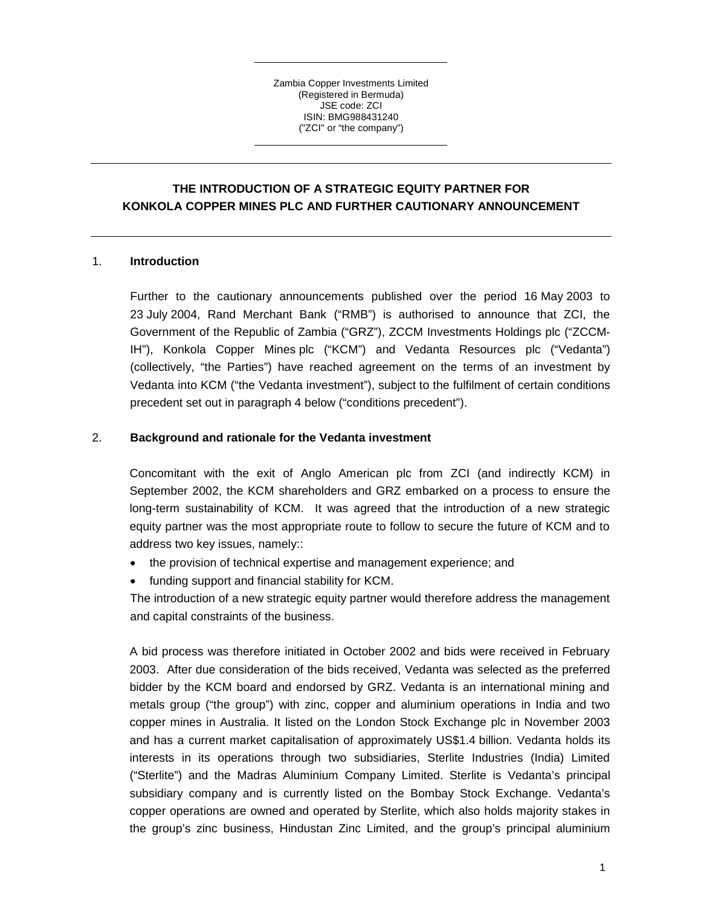Zambia Copper Investments Limited
(Registered in Bermuda)
JSE code: ZCI
ISIN: BMG988431240
("ZCI" or "the company")

---

**THE INTRODUCTION OF A STRATEGIC EQUITY PARTNER FOR KONKOLA COPPER MINES PLC AND FURTHER CAUTIONARY ANNOUNCEMENT**

---

## 1. Introduction

Further to the cautionary announcements published over the period 16 May 2003 to 23 July 2004, Rand Merchant Bank ("RMB") is authorised to announce that ZCI, the Government of the Republic of Zambia ("GRZ"), ZCCM Investments Holdings plc ("ZCCM-IH"), Konkola Copper Mines plc ("KCM") and Vedanta Resources plc ("Vedanta") (collectively, "the Parties") have reached agreement on the terms of an investment by Vedanta into KCM ("the Vedanta investment"), subject to the fulfilment of certain conditions precedent set out in paragraph 4 below ("conditions precedent").

## 2. Background and rationale for the Vedanta investment

Concomitant with the exit of Anglo American plc from ZCI (and indirectly KCM) in September 2002, the KCM shareholders and GRZ embarked on a process to ensure the long-term sustainability of KCM. It was agreed that the introduction of a new strategic equity partner was the most appropriate route to follow to secure the future of KCM and to address two key issues, namely::

- the provision of technical expertise and management experience; and
- funding support and financial stability for KCM.

The introduction of a new strategic equity partner would therefore address the management and capital constraints of the business.

A bid process was therefore initiated in October 2002 and bids were received in February 2003. After due consideration of the bids received, Vedanta was selected as the preferred bidder by the KCM board and endorsed by GRZ. Vedanta is an international mining and metals group ("the group") with zinc, copper and aluminium operations in India and two copper mines in Australia. It listed on the London Stock Exchange plc in November 2003 and has a current market capitalisation of approximately US$1.4 billion. Vedanta holds its interests in its operations through two subsidiaries, Sterlite Industries (India) Limited ("Sterlite") and the Madras Aluminium Company Limited. Sterlite is Vedanta's principal subsidiary company and is currently listed on the Bombay Stock Exchange. Vedanta's copper operations are owned and operated by Sterlite, which also holds majority stakes in the group's zinc business, Hindustan Zinc Limited, and the group's principal aluminium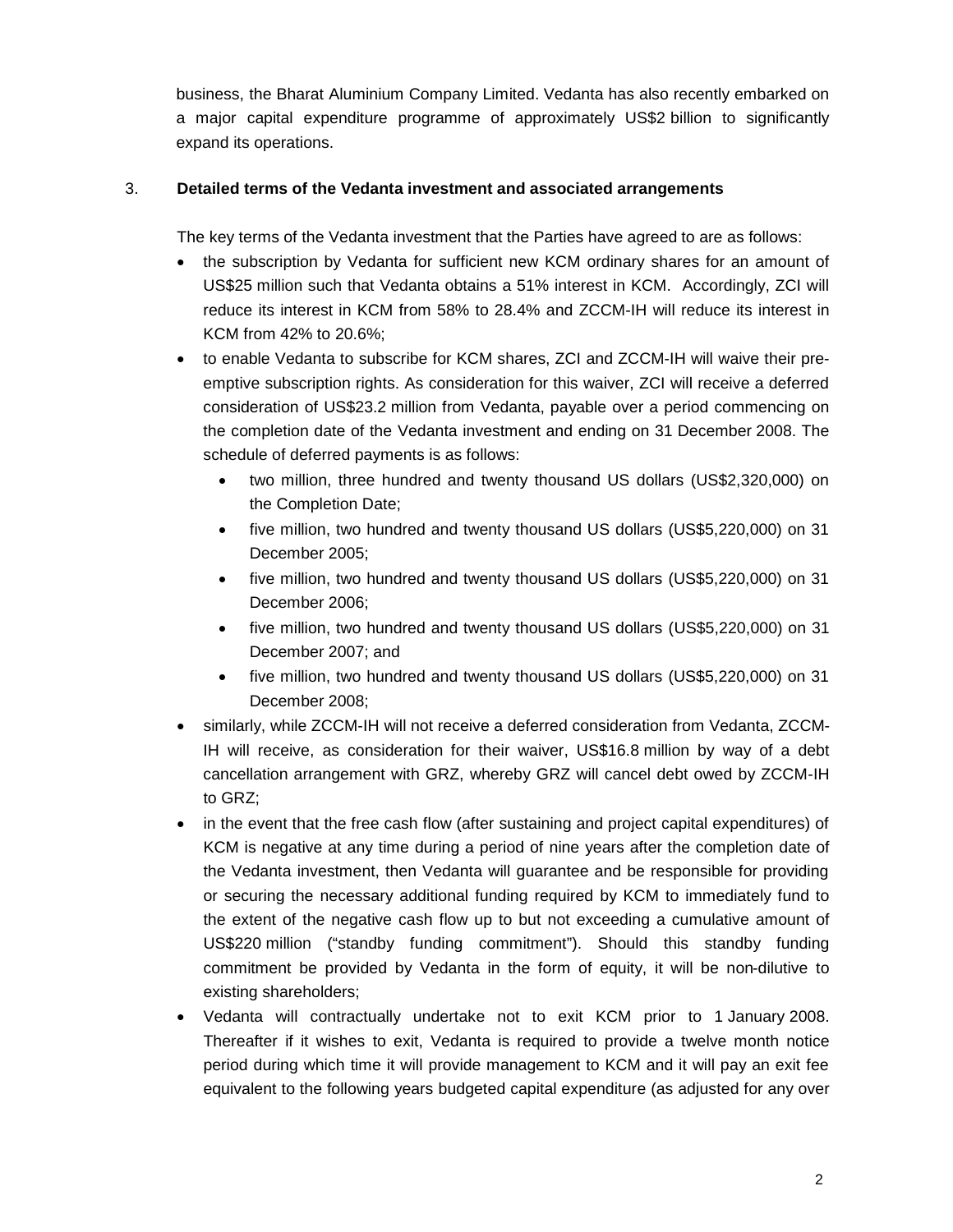business, the Bharat Aluminium Company Limited. Vedanta has also recently embarked on a major capital expenditure programme of approximately US$2 billion to significantly expand its operations.

3. **Detailed terms of the Vedanta investment and associated arrangements**

The key terms of the Vedanta investment that the Parties have agreed to are as follows:

- the subscription by Vedanta for sufficient new KCM ordinary shares for an amount of US$25 million such that Vedanta obtains a 51% interest in KCM. Accordingly, ZCI will reduce its interest in KCM from 58% to 28.4% and ZCCM-IH will reduce its interest in KCM from 42% to 20.6%;
- to enable Vedanta to subscribe for KCM shares, ZCI and ZCCM-IH will waive their pre-emptive subscription rights. As consideration for this waiver, ZCI will receive a deferred consideration of US$23.2 million from Vedanta, payable over a period commencing on the completion date of the Vedanta investment and ending on 31 December 2008. The schedule of deferred payments is as follows:
  - two million, three hundred and twenty thousand US dollars (US$2,320,000) on the Completion Date;
  - five million, two hundred and twenty thousand US dollars (US$5,220,000) on 31 December 2005;
  - five million, two hundred and twenty thousand US dollars (US$5,220,000) on 31 December 2006;
  - five million, two hundred and twenty thousand US dollars (US$5,220,000) on 31 December 2007; and
  - five million, two hundred and twenty thousand US dollars (US$5,220,000) on 31 December 2008;
- similarly, while ZCCM-IH will not receive a deferred consideration from Vedanta, ZCCM-IH will receive, as consideration for their waiver, US$16.8 million by way of a debt cancellation arrangement with GRZ, whereby GRZ will cancel debt owed by ZCCM-IH to GRZ;
- in the event that the free cash flow (after sustaining and project capital expenditures) of KCM is negative at any time during a period of nine years after the completion date of the Vedanta investment, then Vedanta will guarantee and be responsible for providing or securing the necessary additional funding required by KCM to immediately fund to the extent of the negative cash flow up to but not exceeding a cumulative amount of US$220 million ("standby funding commitment"). Should this standby funding commitment be provided by Vedanta in the form of equity, it will be non-dilutive to existing shareholders;
- Vedanta will contractually undertake not to exit KCM prior to 1 January 2008. Thereafter if it wishes to exit, Vedanta is required to provide a twelve month notice period during which time it will provide management to KCM and it will pay an exit fee equivalent to the following years budgeted capital expenditure (as adjusted for any over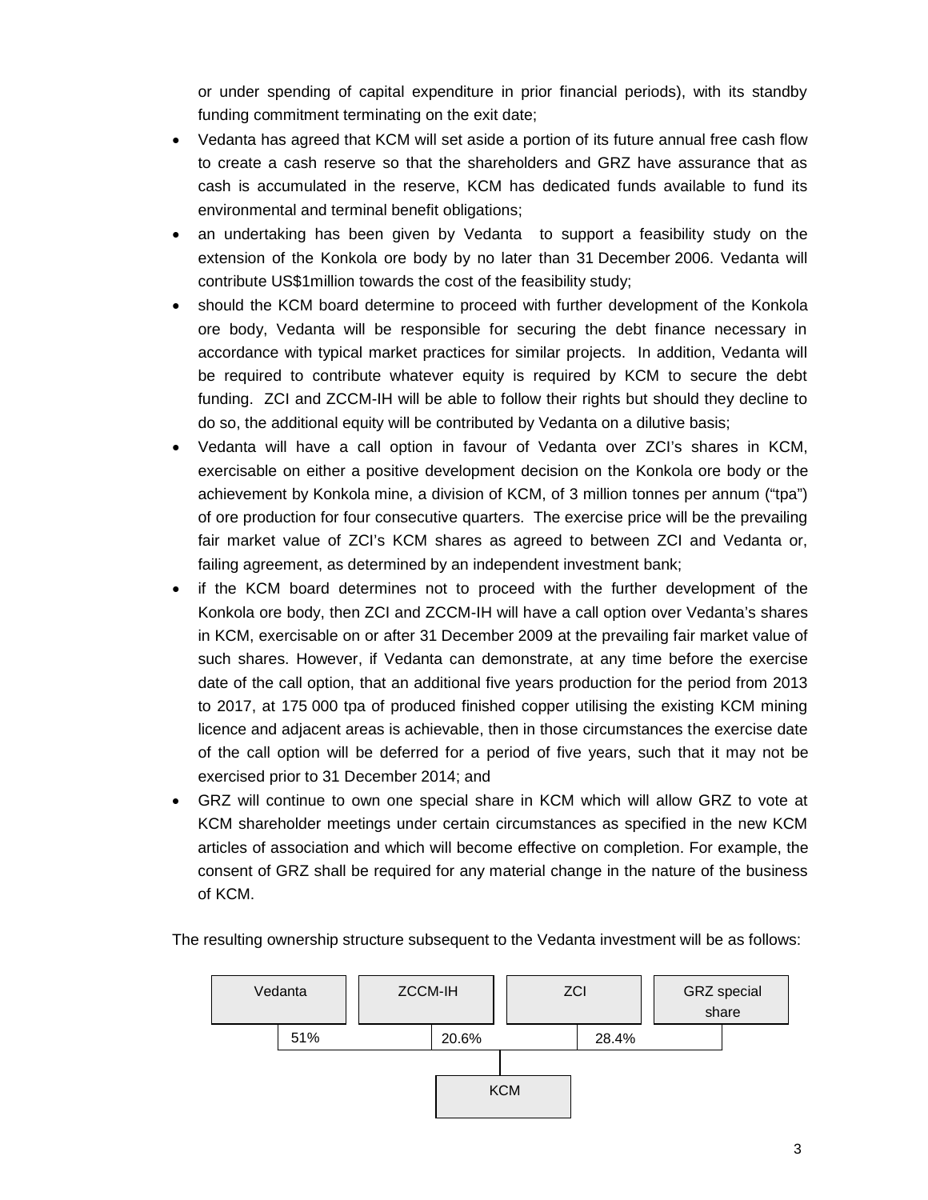or under spending of capital expenditure in prior financial periods), with its standby funding commitment terminating on the exit date;

- Vedanta has agreed that KCM will set aside a portion of its future annual free cash flow to create a cash reserve so that the shareholders and GRZ have assurance that as cash is accumulated in the reserve, KCM has dedicated funds available to fund its environmental and terminal benefit obligations;
- an undertaking has been given by Vedanta to support a feasibility study on the extension of the Konkola ore body by no later than 31 December 2006. Vedanta will contribute US$1million towards the cost of the feasibility study;
- should the KCM board determine to proceed with further development of the Konkola ore body, Vedanta will be responsible for securing the debt finance necessary in accordance with typical market practices for similar projects. In addition, Vedanta will be required to contribute whatever equity is required by KCM to secure the debt funding. ZCI and ZCCM-IH will be able to follow their rights but should they decline to do so, the additional equity will be contributed by Vedanta on a dilutive basis;
- Vedanta will have a call option in favour of Vedanta over ZCI's shares in KCM, exercisable on either a positive development decision on the Konkola ore body or the achievement by Konkola mine, a division of KCM, of 3 million tonnes per annum ("tpa") of ore production for four consecutive quarters. The exercise price will be the prevailing fair market value of ZCI's KCM shares as agreed to between ZCI and Vedanta or, failing agreement, as determined by an independent investment bank;
- if the KCM board determines not to proceed with the further development of the Konkola ore body, then ZCI and ZCCM-IH will have a call option over Vedanta's shares in KCM, exercisable on or after 31 December 2009 at the prevailing fair market value of such shares. However, if Vedanta can demonstrate, at any time before the exercise date of the call option, that an additional five years production for the period from 2013 to 2017, at 175 000 tpa of produced finished copper utilising the existing KCM mining licence and adjacent areas is achievable, then in those circumstances the exercise date of the call option will be deferred for a period of five years, such that it may not be exercised prior to 31 December 2014; and
- GRZ will continue to own one special share in KCM which will allow GRZ to vote at KCM shareholder meetings under certain circumstances as specified in the new KCM articles of association and which will become effective on completion. For example, the consent of GRZ shall be required for any material change in the nature of the business of KCM.

The resulting ownership structure subsequent to the Vedanta investment will be as follows:

Vedanta
51%
ZCCM-IH
20.6%
ZCI
28.4%
GRZ special share
KCM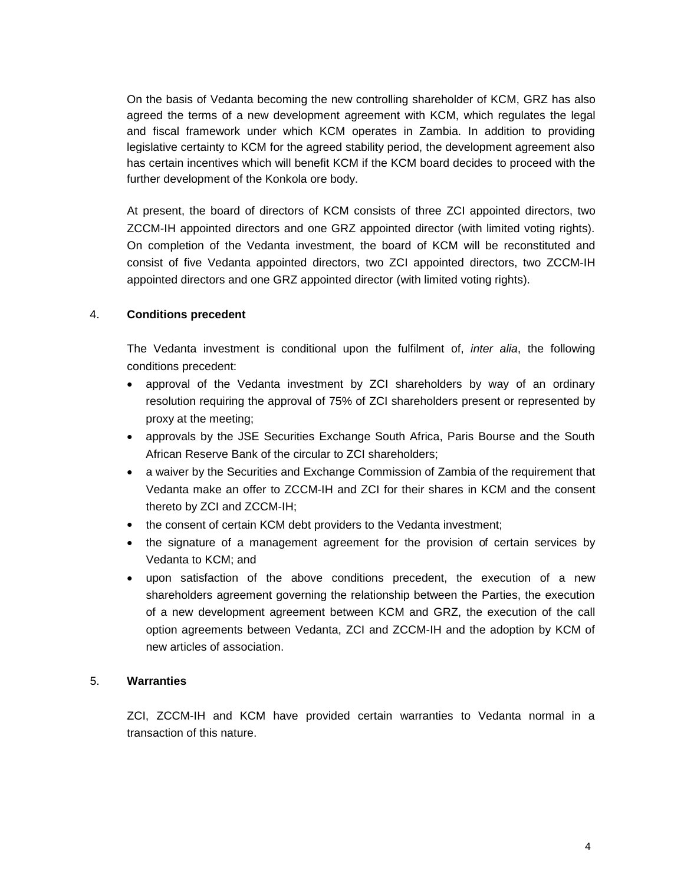On the basis of Vedanta becoming the new controlling shareholder of KCM, GRZ has also agreed the terms of a new development agreement with KCM, which regulates the legal and fiscal framework under which KCM operates in Zambia. In addition to providing legislative certainty to KCM for the agreed stability period, the development agreement also has certain incentives which will benefit KCM if the KCM board decides to proceed with the further development of the Konkola ore body.

At present, the board of directors of KCM consists of three ZCI appointed directors, two ZCCM-IH appointed directors and one GRZ appointed director (with limited voting rights). On completion of the Vedanta investment, the board of KCM will be reconstituted and consist of five Vedanta appointed directors, two ZCI appointed directors, two ZCCM-IH appointed directors and one GRZ appointed director (with limited voting rights).

## 4. Conditions precedent

The Vedanta investment is conditional upon the fulfilment of, *inter alia*, the following conditions precedent:

- approval of the Vedanta investment by ZCI shareholders by way of an ordinary resolution requiring the approval of 75% of ZCI shareholders present or represented by proxy at the meeting;
- approvals by the JSE Securities Exchange South Africa, Paris Bourse and the South African Reserve Bank of the circular to ZCI shareholders;
- a waiver by the Securities and Exchange Commission of Zambia of the requirement that Vedanta make an offer to ZCCM-IH and ZCI for their shares in KCM and the consent thereto by ZCI and ZCCM-IH;
- the consent of certain KCM debt providers to the Vedanta investment;
- the signature of a management agreement for the provision of certain services by Vedanta to KCM; and
- upon satisfaction of the above conditions precedent, the execution of a new shareholders agreement governing the relationship between the Parties, the execution of a new development agreement between KCM and GRZ, the execution of the call option agreements between Vedanta, ZCI and ZCCM-IH and the adoption by KCM of new articles of association.

## 5. Warranties

ZCI, ZCCM-IH and KCM have provided certain warranties to Vedanta normal in a transaction of this nature.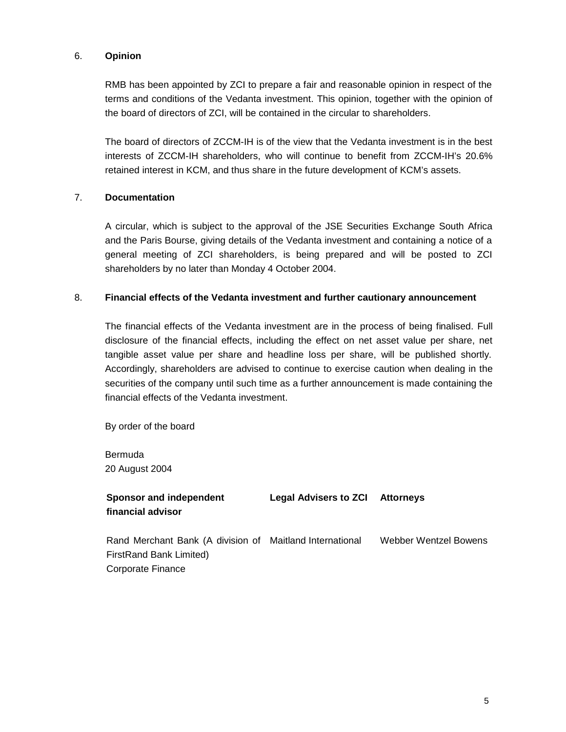## 6. Opinion

RMB has been appointed by ZCI to prepare a fair and reasonable opinion in respect of the terms and conditions of the Vedanta investment. This opinion, together with the opinion of the board of directors of ZCI, will be contained in the circular to shareholders.

The board of directors of ZCCM-IH is of the view that the Vedanta investment is in the best interests of ZCCM-IH shareholders, who will continue to benefit from ZCCM-IH's 20.6% retained interest in KCM, and thus share in the future development of KCM's assets.

## 7. Documentation

A circular, which is subject to the approval of the JSE Securities Exchange South Africa and the Paris Bourse, giving details of the Vedanta investment and containing a notice of a general meeting of ZCI shareholders, is being prepared and will be posted to ZCI shareholders by no later than Monday 4 October 2004.

## 8. Financial effects of the Vedanta investment and further cautionary announcement

The financial effects of the Vedanta investment are in the process of being finalised. Full disclosure of the financial effects, including the effect on net asset value per share, net tangible asset value per share and headline loss per share, will be published shortly. Accordingly, shareholders are advised to continue to exercise caution when dealing in the securities of the company until such time as a further announcement is made containing the financial effects of the Vedanta investment.

By order of the board

Bermuda
20 August 2004

| **Sponsor and independent financial advisor** | **Legal Advisers to ZCI** | **Attorneys** |
|---|---|---|
| Rand Merchant Bank (A division of FirstRand Bank Limited) Corporate Finance | Maitland International | Webber Wentzel Bowens |